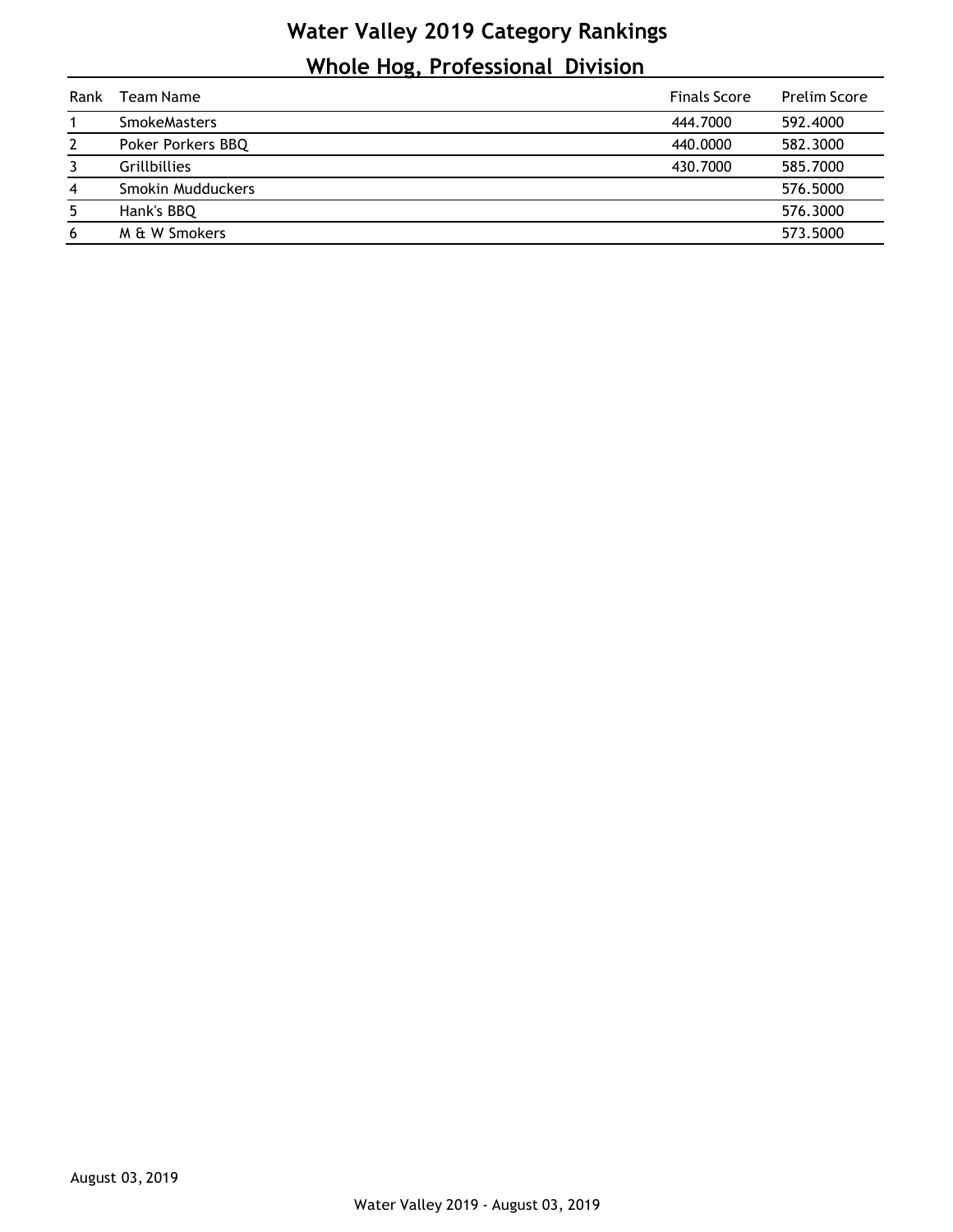# Water Valley 2019 Category Rankings

## Whole Hog, Professional Division

| Rank | Team Name | Finals Score | Prelim Score |
|---|---|---|---|
| 1 | SmokeMasters | 444.7000 | 592.4000 |
| 2 | Poker Porkers BBQ | 440.0000 | 582.3000 |
| 3 | Grillbillies | 430.7000 | 585.7000 |
| 4 | Smokin Mudduckers | | 576.5000 |
| 5 | Hank's BBQ | | 576.3000 |
| 6 | M & W Smokers | | 573.5000 |

August 03, 2019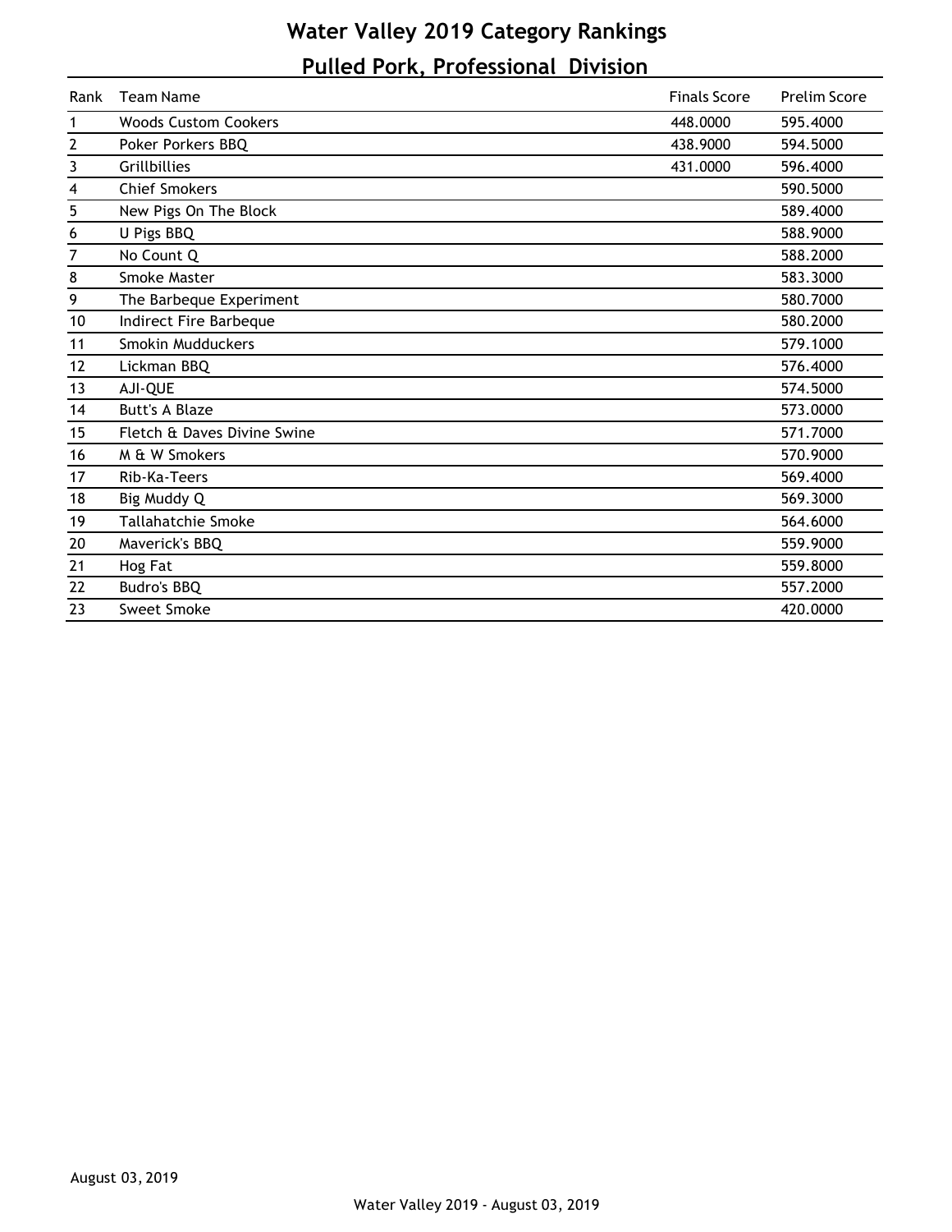# Water Valley 2019 Category Rankings

## Pulled Pork, Professional Division

| Rank | Team Name | Finals Score | Prelim Score |
|---|---|---|---|
| 1 | Woods Custom Cookers | 448.0000 | 595.4000 |
| 2 | Poker Porkers BBQ | 438.9000 | 594.5000 |
| 3 | Grillbillies | 431.0000 | 596.4000 |
| 4 | Chief Smokers | | 590.5000 |
| 5 | New Pigs On The Block | | 589.4000 |
| 6 | U Pigs BBQ | | 588.9000 |
| 7 | No Count Q | | 588.2000 |
| 8 | Smoke Master | | 583.3000 |
| 9 | The Barbeque Experiment | | 580.7000 |
| 10 | Indirect Fire Barbeque | | 580.2000 |
| 11 | Smokin Mudduckers | | 579.1000 |
| 12 | Lickman BBQ | | 576.4000 |
| 13 | AJI-QUE | | 574.5000 |
| 14 | Butt's A Blaze | | 573.0000 |
| 15 | Fletch & Daves Divine Swine | | 571.7000 |
| 16 | M & W Smokers | | 570.9000 |
| 17 | Rib-Ka-Teers | | 569.4000 |
| 18 | Big Muddy Q | | 569.3000 |
| 19 | Tallahatchie Smoke | | 564.6000 |
| 20 | Maverick's BBQ | | 559.9000 |
| 21 | Hog Fat | | 559.8000 |
| 22 | Budro's BBQ | | 557.2000 |
| 23 | Sweet Smoke | | 420.0000 |

August 03, 2019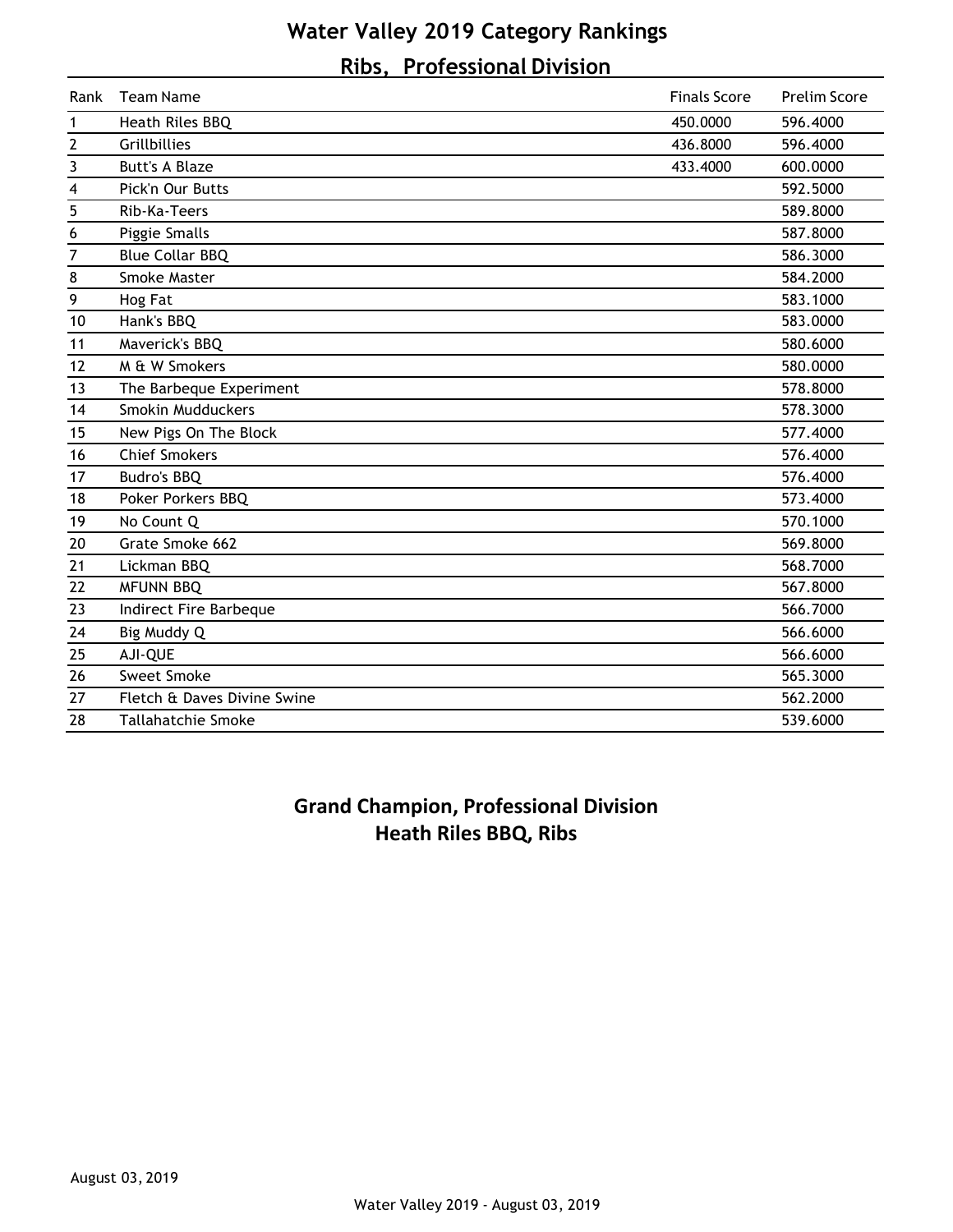# Water Valley 2019 Category Rankings

## Ribs, Professional Division

| Rank | Team Name | Finals Score | Prelim Score |
|---|---|---|---|
| 1 | Heath Riles BBQ | 450.0000 | 596.4000 |
| 2 | Grillbillies | 436.8000 | 596.4000 |
| 3 | Butt's A Blaze | 433.4000 | 600.0000 |
| 4 | Pick'n Our Butts | | 592.5000 |
| 5 | Rib-Ka-Teers | | 589.8000 |
| 6 | Piggie Smalls | | 587.8000 |
| 7 | Blue Collar BBQ | | 586.3000 |
| 8 | Smoke Master | | 584.2000 |
| 9 | Hog Fat | | 583.1000 |
| 10 | Hank's BBQ | | 583.0000 |
| 11 | Maverick's BBQ | | 580.6000 |
| 12 | M & W Smokers | | 580.0000 |
| 13 | The Barbeque Experiment | | 578.8000 |
| 14 | Smokin Mudduckers | | 578.3000 |
| 15 | New Pigs On The Block | | 577.4000 |
| 16 | Chief Smokers | | 576.4000 |
| 17 | Budro's BBQ | | 576.4000 |
| 18 | Poker Porkers BBQ | | 573.4000 |
| 19 | No Count Q | | 570.1000 |
| 20 | Grate Smoke 662 | | 569.8000 |
| 21 | Lickman BBQ | | 568.7000 |
| 22 | MFUNN BBQ | | 567.8000 |
| 23 | Indirect Fire Barbeque | | 566.7000 |
| 24 | Big Muddy Q | | 566.6000 |
| 25 | AJI-QUE | | 566.6000 |
| 26 | Sweet Smoke | | 565.3000 |
| 27 | Fletch & Daves Divine Swine | | 562.2000 |
| 28 | Tallahatchie Smoke | | 539.6000 |

**Grand Champion, Professional Division**
**Heath Riles BBQ, Ribs**

August 03, 2019